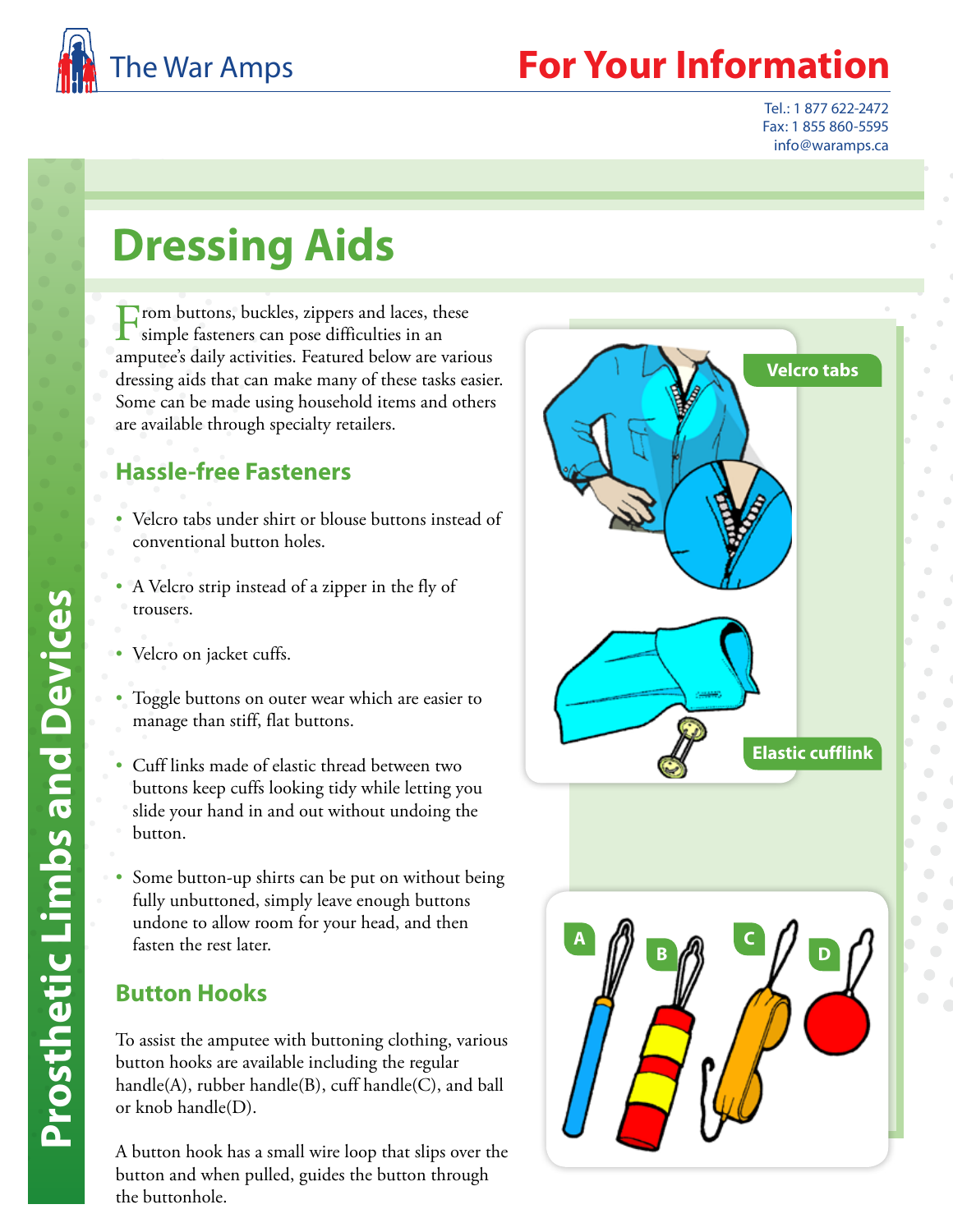# Dressing Aids

From buttons, buckles, zippers and laces, these simple fasteners can pose difficulties in an amputee's daily activities. Featured below are various dressing aids that can make many of these tasks easier. Some can be made using household items and others are available through specialty retailers.

## Hassle-free Fasteners

- Velcro tabs under shirt or blouse buttons instead of conventional button holes.
- A Velcro strip instead of a zipper in the fly of trousers.
- Velcro on jacket cuffs.
- Toggle buttons on outer wear which are easier to manage than stiff, flat buttons.
- Cuff links made of elastic thread between two buttons keep cuffs looking tidy while letting you slide your hand in and out without undoing the button.
- Some button-up shirts can be put on without being fully unbuttoned, simply leave enough buttons undone to allow room for your head, and then fasten the rest later.

Velcro tabs

Elastic cufflink

## Button Hooks

To assist the amputee with buttoning clothing, various button hooks are available including the regular handle(A), rubber handle(B), cuff handle(C), and ball or knob handle(D).

A button hook has a small wire loop that slips over the button and when pulled, guides the button through the buttonhole.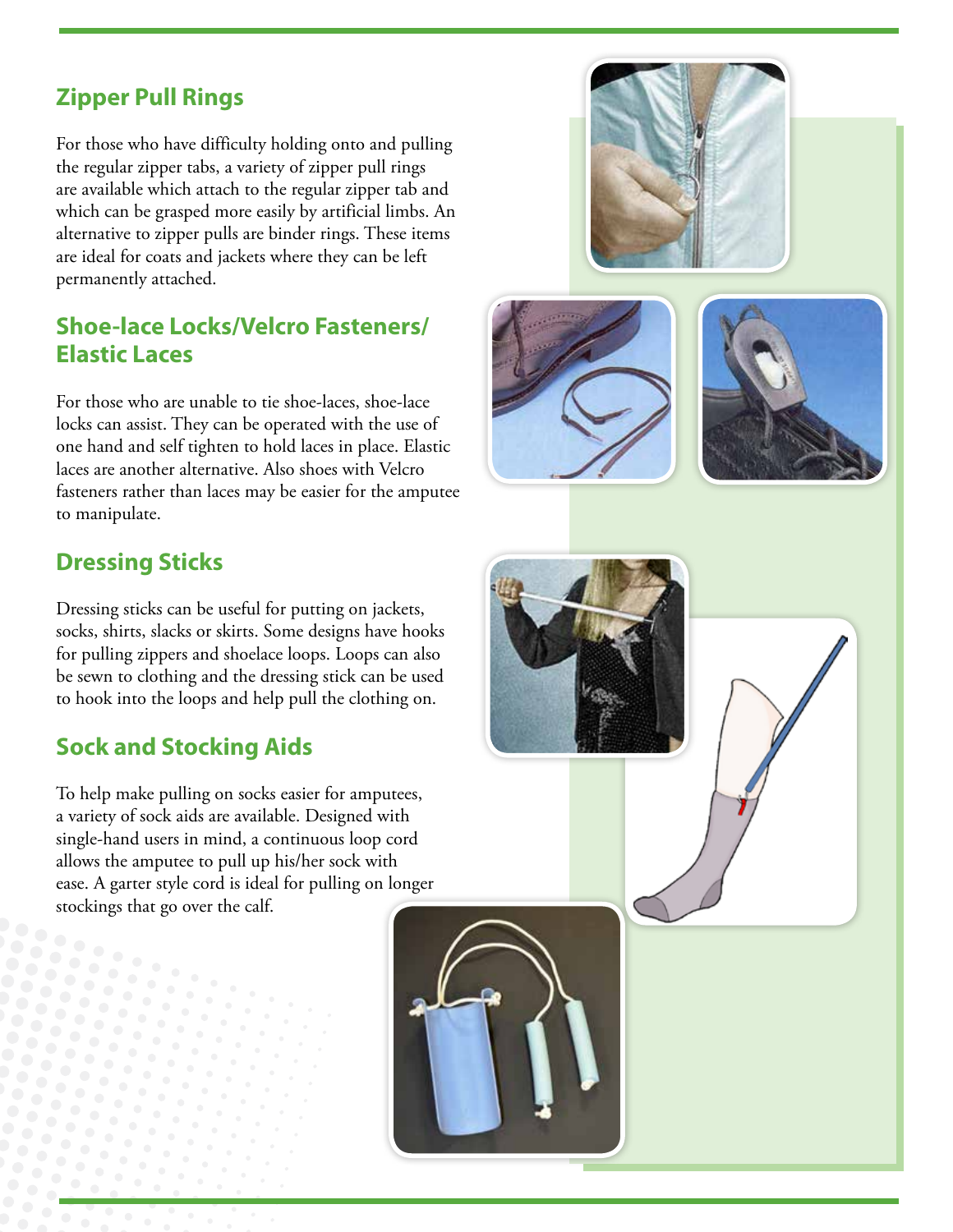## Zipper Pull Rings

For those who have difficulty holding onto and pulling the regular zipper tabs, a variety of zipper pull rings are available which attach to the regular zipper tab and which can be grasped more easily by artificial limbs. An alternative to zipper pulls are binder rings. These items are ideal for coats and jackets where they can be left permanently attached.

## Shoe-lace Locks/Velcro Fasteners/ Elastic Laces

For those who are unable to tie shoe-laces, shoe-lace locks can assist. They can be operated with the use of one hand and self tighten to hold laces in place. Elastic laces are another alternative. Also shoes with Velcro fasteners rather than laces may be easier for the amputee to manipulate.

## Dressing Sticks

Dressing sticks can be useful for putting on jackets, socks, shirts, slacks or skirts. Some designs have hooks for pulling zippers and shoelace loops. Loops can also be sewn to clothing and the dressing stick can be used to hook into the loops and help pull the clothing on.

## Sock and Stocking Aids

To help make pulling on socks easier for amputees, a variety of sock aids are available. Designed with single-hand users in mind, a continuous loop cord allows the amputee to pull up his/her sock with ease. A garter style cord is ideal for pulling on longer stockings that go over the calf.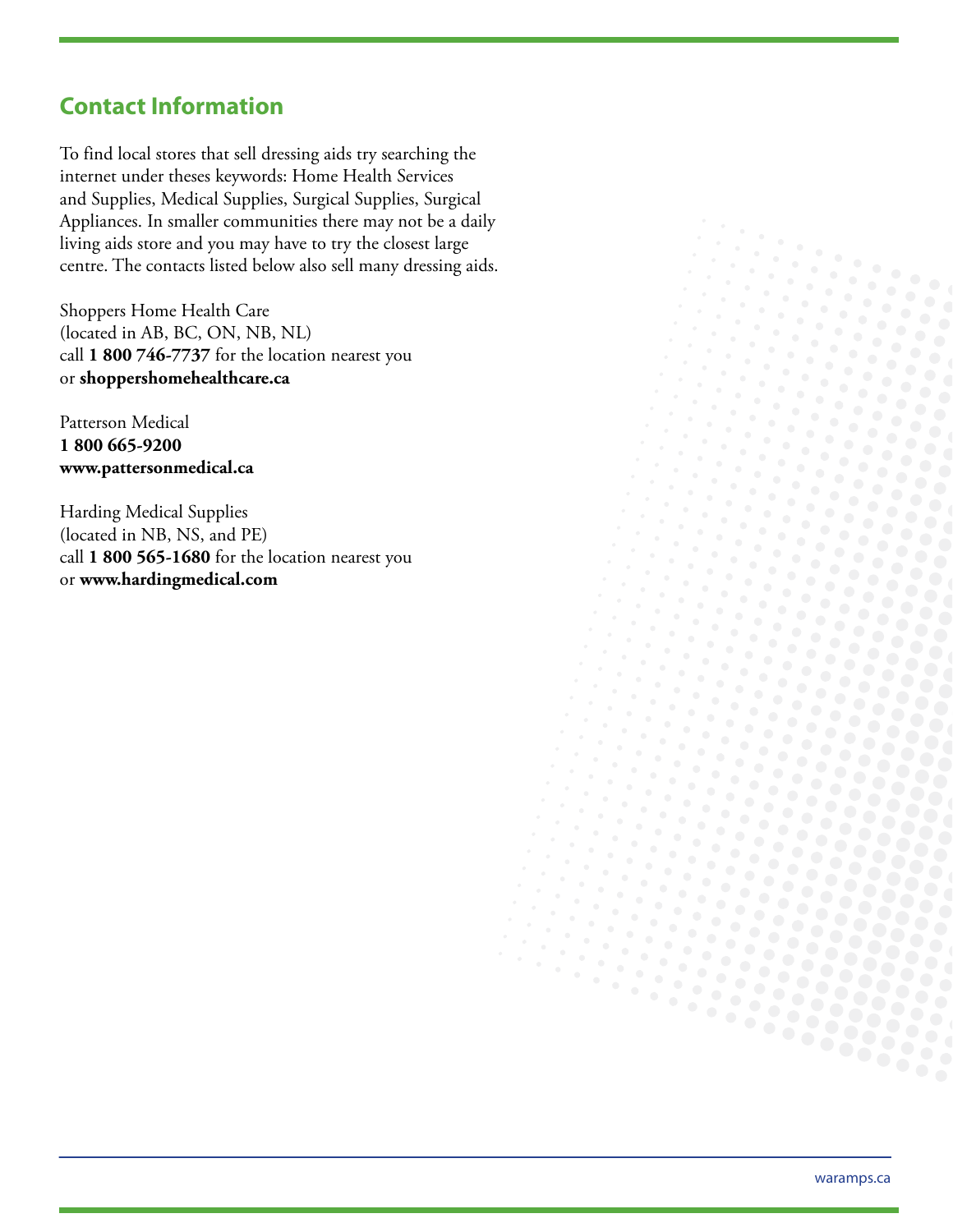## Contact Information

To find local stores that sell dressing aids try searching the internet under theses keywords: Home Health Services and Supplies, Medical Supplies, Surgical Supplies, Surgical Appliances. In smaller communities there may not be a daily living aids store and you may have to try the closest large centre. The contacts listed below also sell many dressing aids.

Shoppers Home Health Care
(located in AB, BC, ON, NB, NL)
call **1 800 746-7737** for the location nearest you
or **shoppershomehealthcare.ca**

Patterson Medical
**1 800 665-9200**
**www.pattersonmedical.ca**

Harding Medical Supplies
(located in NB, NS, and PE)
call **1 800 565-1680** for the location nearest you
or **www.hardingmedical.com**